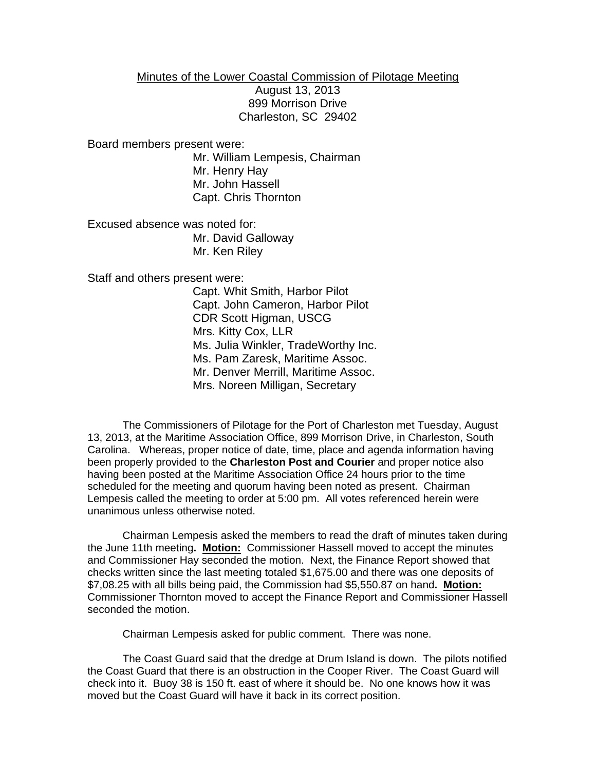Minutes of the Lower Coastal Commission of Pilotage Meeting
August 13, 2013
899 Morrison Drive
Charleston, SC 29402

Board members present were:

Mr. William Lempesis, Chairman
Mr. Henry Hay
Mr. John Hassell
Capt. Chris Thornton

Excused absence was noted for:

Mr. David Galloway
Mr. Ken Riley

Staff and others present were:

Capt. Whit Smith, Harbor Pilot
Capt. John Cameron, Harbor Pilot
CDR Scott Higman, USCG
Mrs. Kitty Cox, LLR
Ms. Julia Winkler, TradeWorthy Inc.
Ms. Pam Zaresk, Maritime Assoc.
Mr. Denver Merrill, Maritime Assoc.
Mrs. Noreen Milligan, Secretary

The Commissioners of Pilotage for the Port of Charleston met Tuesday, August 13, 2013, at the Maritime Association Office, 899 Morrison Drive, in Charleston, South Carolina. Whereas, proper notice of date, time, place and agenda information having been properly provided to the **Charleston Post and Courier** and proper notice also having been posted at the Maritime Association Office 24 hours prior to the time scheduled for the meeting and quorum having been noted as present. Chairman Lempesis called the meeting to order at 5:00 pm. All votes referenced herein were unanimous unless otherwise noted.

Chairman Lempesis asked the members to read the draft of minutes taken during the June 11th meeting**. Motion:** Commissioner Hassell moved to accept the minutes and Commissioner Hay seconded the motion. Next, the Finance Report showed that checks written since the last meeting totaled $1,675.00 and there was one deposits of $7,08.25 with all bills being paid, the Commission had $5,550.87 on hand**. Motion:** Commissioner Thornton moved to accept the Finance Report and Commissioner Hassell seconded the motion.

Chairman Lempesis asked for public comment. There was none.

The Coast Guard said that the dredge at Drum Island is down. The pilots notified the Coast Guard that there is an obstruction in the Cooper River. The Coast Guard will check into it. Buoy 38 is 150 ft. east of where it should be. No one knows how it was moved but the Coast Guard will have it back in its correct position.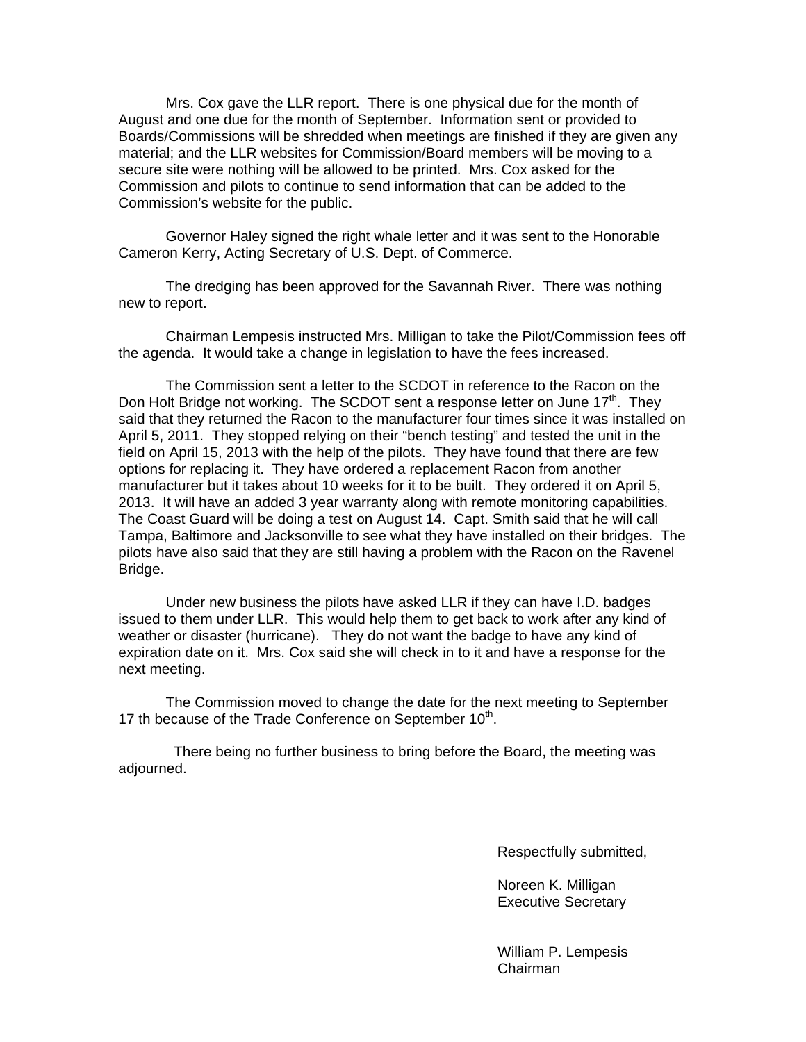Mrs. Cox gave the LLR report. There is one physical due for the month of August and one due for the month of September. Information sent or provided to Boards/Commissions will be shredded when meetings are finished if they are given any material; and the LLR websites for Commission/Board members will be moving to a secure site were nothing will be allowed to be printed. Mrs. Cox asked for the Commission and pilots to continue to send information that can be added to the Commission's website for the public.

Governor Haley signed the right whale letter and it was sent to the Honorable Cameron Kerry, Acting Secretary of U.S. Dept. of Commerce.

The dredging has been approved for the Savannah River. There was nothing new to report.

Chairman Lempesis instructed Mrs. Milligan to take the Pilot/Commission fees off the agenda. It would take a change in legislation to have the fees increased.

The Commission sent a letter to the SCDOT in reference to the Racon on the Don Holt Bridge not working. The SCDOT sent a response letter on June 17th. They said that they returned the Racon to the manufacturer four times since it was installed on April 5, 2011. They stopped relying on their "bench testing" and tested the unit in the field on April 15, 2013 with the help of the pilots. They have found that there are few options for replacing it. They have ordered a replacement Racon from another manufacturer but it takes about 10 weeks for it to be built. They ordered it on April 5, 2013. It will have an added 3 year warranty along with remote monitoring capabilities. The Coast Guard will be doing a test on August 14. Capt. Smith said that he will call Tampa, Baltimore and Jacksonville to see what they have installed on their bridges. The pilots have also said that they are still having a problem with the Racon on the Ravenel Bridge.

Under new business the pilots have asked LLR if they can have I.D. badges issued to them under LLR. This would help them to get back to work after any kind of weather or disaster (hurricane). They do not want the badge to have any kind of expiration date on it. Mrs. Cox said she will check in to it and have a response for the next meeting.

The Commission moved to change the date for the next meeting to September 17 th because of the Trade Conference on September 10th.

There being no further business to bring before the Board, the meeting was adjourned.

Respectfully submitted,

Noreen K. Milligan
Executive Secretary

William P. Lempesis
Chairman